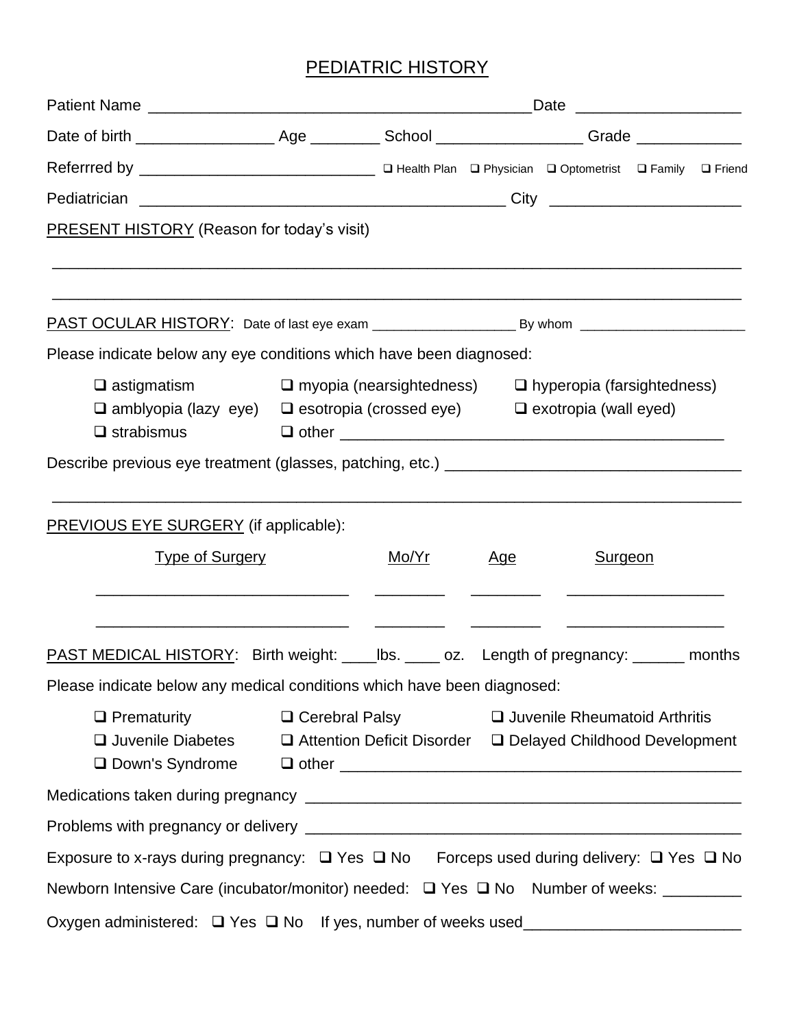# PEDIATRIC HISTORY

Patient Name ___________________________________________ Date __________________

Date of birth ________________ Age ________ School ________________ Grade ____________

Referrred by ___________________________ ❑ Health Plan ❑ Physician ❑ Optometrist ❑ Family ❑ Friend

Pediatrician _________________________________________ City _____________________

PRESENT HISTORY (Reason for today's visit)

_______________________________________________________________________________

_______________________________________________________________________________

PAST OCULAR HISTORY: Date of last eye exam ___________________ By whom ______________________

Please indicate below any eye conditions which have been diagnosed:

❑ astigmatism ❑ myopia (nearsightedness) ❑ hyperopia (farsightedness)
❑ amblyopia (lazy eye) ❑ esotropia (crossed eye) ❑ exotropia (wall eyed)
❑ strabismus ❑ other _____________________________________________

Describe previous eye treatment (glasses, patching, etc.) __________________________________

_______________________________________________________________________________

PREVIOUS EYE SURGERY (if applicable):

| Type of Surgery | Mo/Yr | Age | Surgeon |
|---|---|---|---|
| ____________________________ | ________ | ________ | __________________ |
| ____________________________ | ________ | ________ | __________________ |

PAST MEDICAL HISTORY: Birth weight: ____lbs. ____ oz. Length of pregnancy: ______ months

Please indicate below any medical conditions which have been diagnosed:

❑ Prematurity ❑ Cerebral Palsy ❑ Juvenile Rheumatoid Arthritis
❑ Juvenile Diabetes ❑ Attention Deficit Disorder ❑ Delayed Childhood Development
❑ Down's Syndrome ❑ other _____________________________________________

Medications taken during pregnancy ___________________________________________________

Problems with pregnancy or delivery ___________________________________________________

Exposure to x-rays during pregnancy: ❑ Yes ❑ No Forceps used during delivery: ❑ Yes ❑ No

Newborn Intensive Care (incubator/monitor) needed: ❑ Yes ❑ No Number of weeks: _________

Oxygen administered: ❑ Yes ❑ No If yes, number of weeks used________________________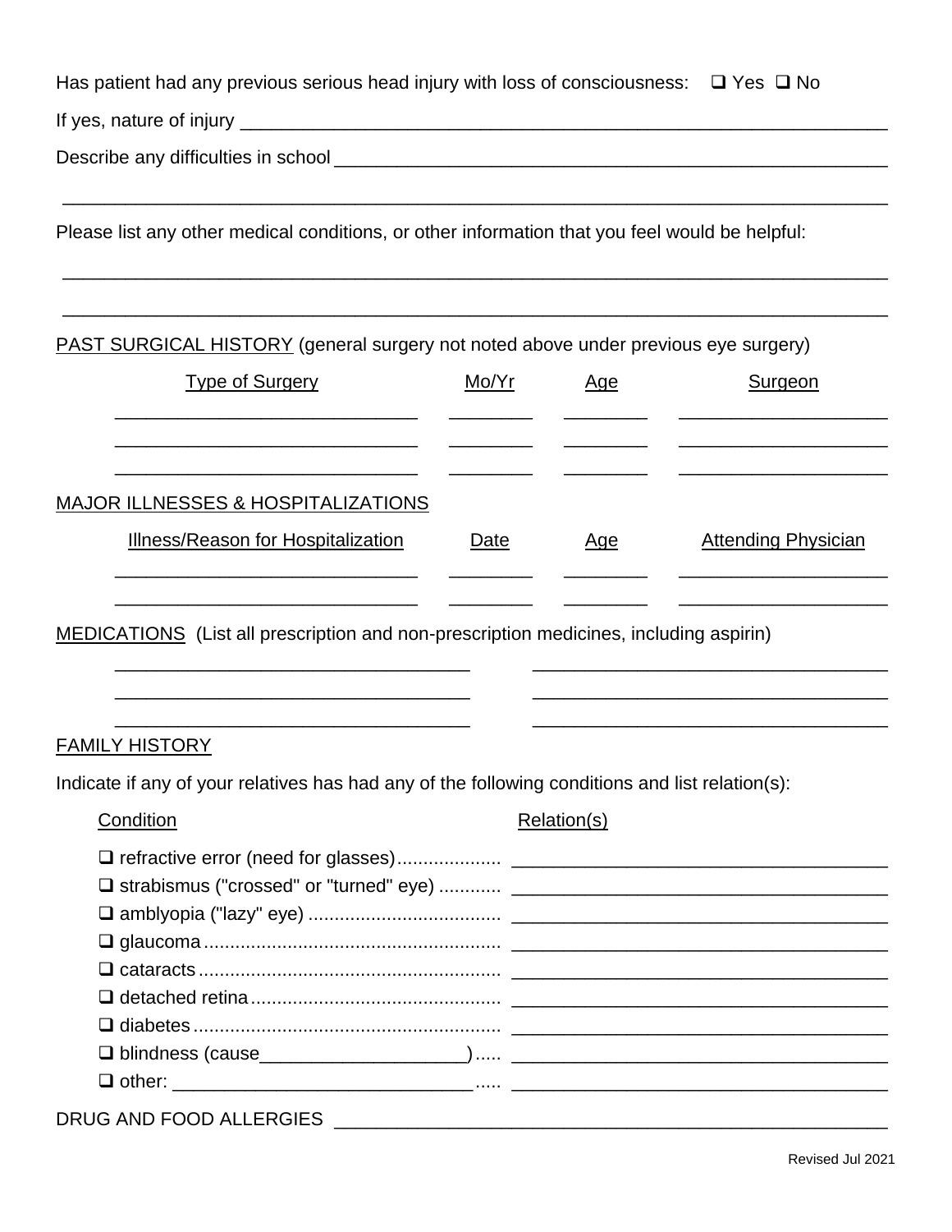Has patient had any previous serious head injury with loss of consciousness: ❑ Yes ❑ No

If yes, nature of injury ___________________________________________________________________

Describe any difficulties in school ___________________________________________________________

___________________________________________________________________________________

Please list any other medical conditions, or other information that you feel would be helpful:

___________________________________________________________________________________

___________________________________________________________________________________

PAST SURGICAL HISTORY (general surgery not noted above under previous eye surgery)

| Type of Surgery | Mo/Yr | Age | Surgeon |
|---|---|---|---|
| | | | |
| | | | |
| | | | |

MAJOR ILLNESSES & HOSPITALIZATIONS

| Illness/Reason for Hospitalization | Date | Age | Attending Physician |
|---|---|---|---|
| | | | |
| | | | |

MEDICATIONS (List all prescription and non-prescription medicines, including aspirin)

| | |
|---|---|
| | |
| | |
| | |

FAMILY HISTORY

Indicate if any of your relatives has had any of the following conditions and list relation(s):

| Condition | Relation(s) |
|---|---|
| ❑ refractive error (need for glasses) | |
| ❑ strabismus ("crossed" or "turned" eye) | |
| ❑ amblyopia ("lazy" eye) | |
| ❑ glaucoma | |
| ❑ cataracts | |
| ❑ detached retina | |
| ❑ diabetes | |
| ❑ blindness (cause____________________) | |
| ❑ other: ____________________________ | |

DRUG AND FOOD ALLERGIES _______________________________________________________

Revised Jul 2021